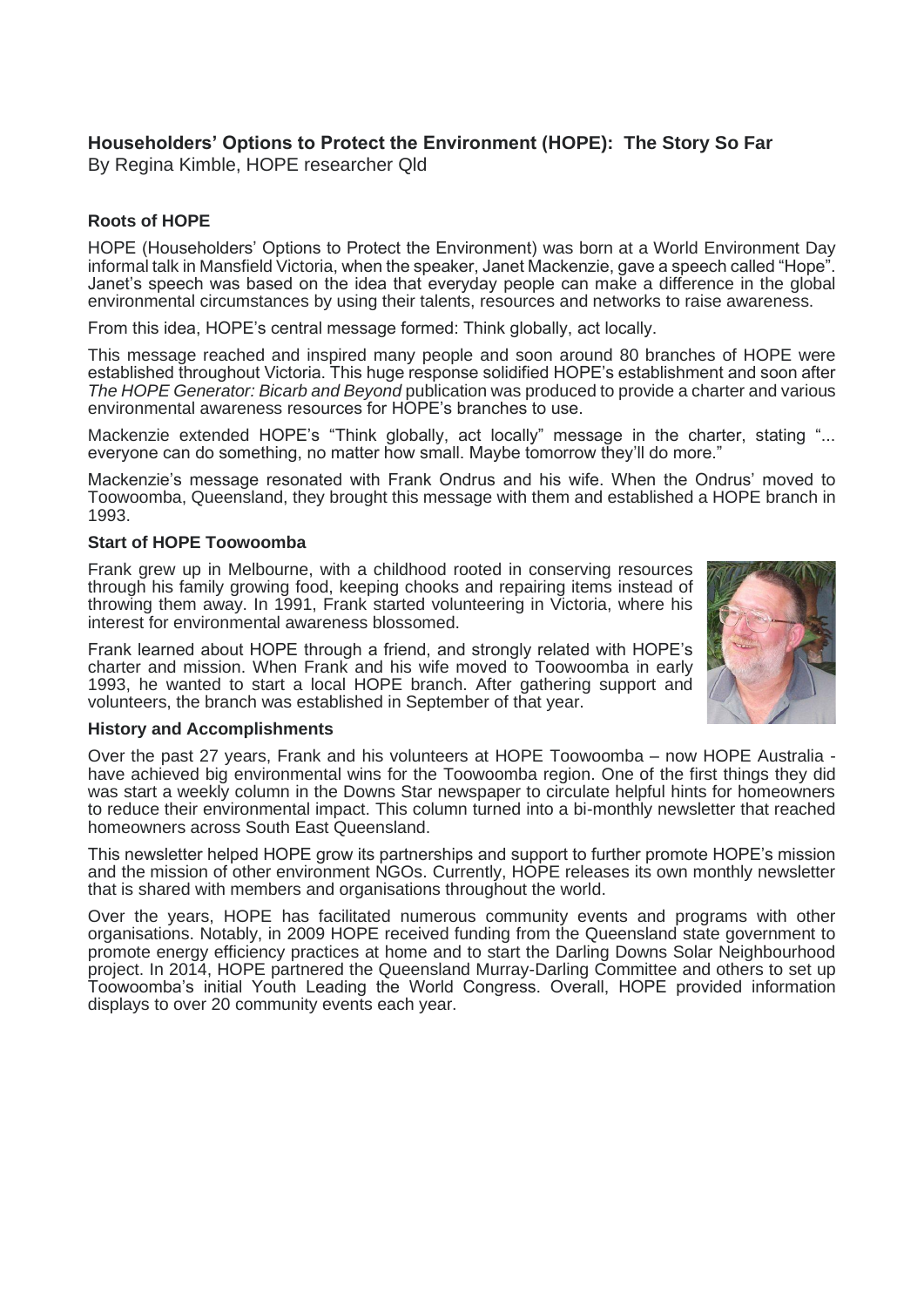## Householders' Options to Protect the Environment (HOPE): The Story So Far

By Regina Kimble, HOPE researcher Qld

### Roots of HOPE

HOPE (Householders' Options to Protect the Environment) was born at a World Environment Day informal talk in Mansfield Victoria, when the speaker, Janet Mackenzie, gave a speech called "Hope". Janet's speech was based on the idea that everyday people can make a difference in the global environmental circumstances by using their talents, resources and networks to raise awareness.

From this idea, HOPE's central message formed: Think globally, act locally.

This message reached and inspired many people and soon around 80 branches of HOPE were established throughout Victoria. This huge response solidified HOPE's establishment and soon after *The HOPE Generator: Bicarb and Beyond* publication was produced to provide a charter and various environmental awareness resources for HOPE's branches to use.

Mackenzie extended HOPE's "Think globally, act locally" message in the charter, stating "... everyone can do something, no matter how small. Maybe tomorrow they'll do more."

Mackenzie's message resonated with Frank Ondrus and his wife. When the Ondrus' moved to Toowoomba, Queensland, they brought this message with them and established a HOPE branch in 1993.

### Start of HOPE Toowoomba

Frank grew up in Melbourne, with a childhood rooted in conserving resources through his family growing food, keeping chooks and repairing items instead of throwing them away. In 1991, Frank started volunteering in Victoria, where his interest for environmental awareness blossomed.

Frank learned about HOPE through a friend, and strongly related with HOPE's charter and mission. When Frank and his wife moved to Toowoomba in early 1993, he wanted to start a local HOPE branch. After gathering support and volunteers, the branch was established in September of that year.

### History and Accomplishments

Over the past 27 years, Frank and his volunteers at HOPE Toowoomba – now HOPE Australia - have achieved big environmental wins for the Toowoomba region. One of the first things they did was start a weekly column in the Downs Star newspaper to circulate helpful hints for homeowners to reduce their environmental impact. This column turned into a bi-monthly newsletter that reached homeowners across South East Queensland.

This newsletter helped HOPE grow its partnerships and support to further promote HOPE's mission and the mission of other environment NGOs. Currently, HOPE releases its own monthly newsletter that is shared with members and organisations throughout the world.

Over the years, HOPE has facilitated numerous community events and programs with other organisations. Notably, in 2009 HOPE received funding from the Queensland state government to promote energy efficiency practices at home and to start the Darling Downs Solar Neighbourhood project. In 2014, HOPE partnered the Queensland Murray-Darling Committee and others to set up Toowoomba's initial Youth Leading the World Congress. Overall, HOPE provided information displays to over 20 community events each year.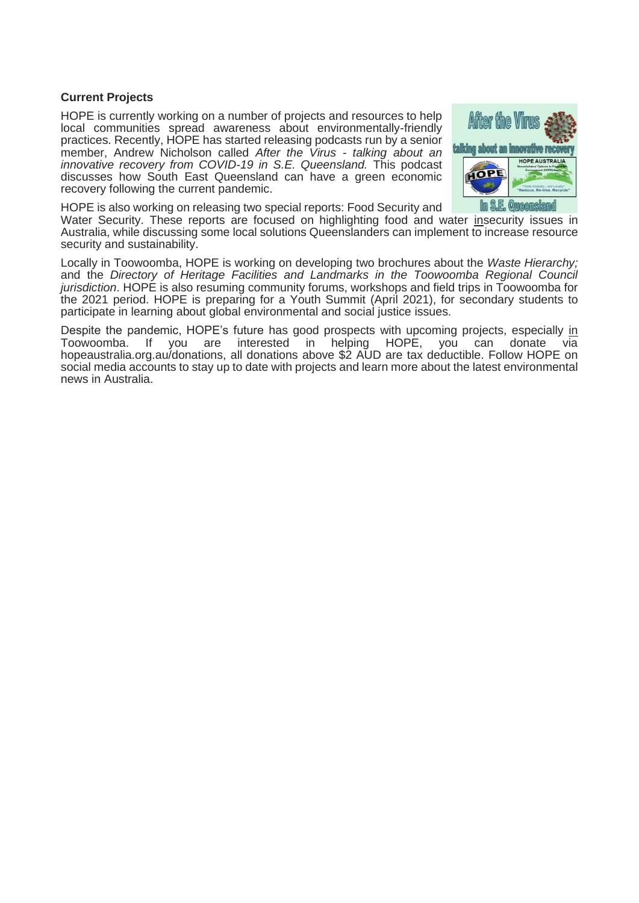**Current Projects**

HOPE is currently working on a number of projects and resources to help local communities spread awareness about environmentally-friendly practices. Recently, HOPE has started releasing podcasts run by a senior member, Andrew Nicholson called *After the Virus - talking about an innovative recovery from COVID-19 in S.E. Queensland.* This podcast discusses how South East Queensland can have a green economic recovery following the current pandemic.

HOPE is also working on releasing two special reports: Food Security and Water Security. These reports are focused on highlighting food and water insecurity issues in Australia, while discussing some local solutions Queenslanders can implement to increase resource security and sustainability.

Locally in Toowoomba, HOPE is working on developing two brochures about the *Waste Hierarchy;* and the *Directory of Heritage Facilities and Landmarks in the Toowoomba Regional Council jurisdiction*. HOPE is also resuming community forums, workshops and field trips in Toowoomba for the 2021 period. HOPE is preparing for a Youth Summit (April 2021), for secondary students to participate in learning about global environmental and social justice issues.

Despite the pandemic, HOPE's future has good prospects with upcoming projects, especially in Toowoomba. If you are interested in helping HOPE, you can donate via hopeaustralia.org.au/donations, all donations above $2 AUD are tax deductible. Follow HOPE on social media accounts to stay up to date with projects and learn more about the latest environmental news in Australia.